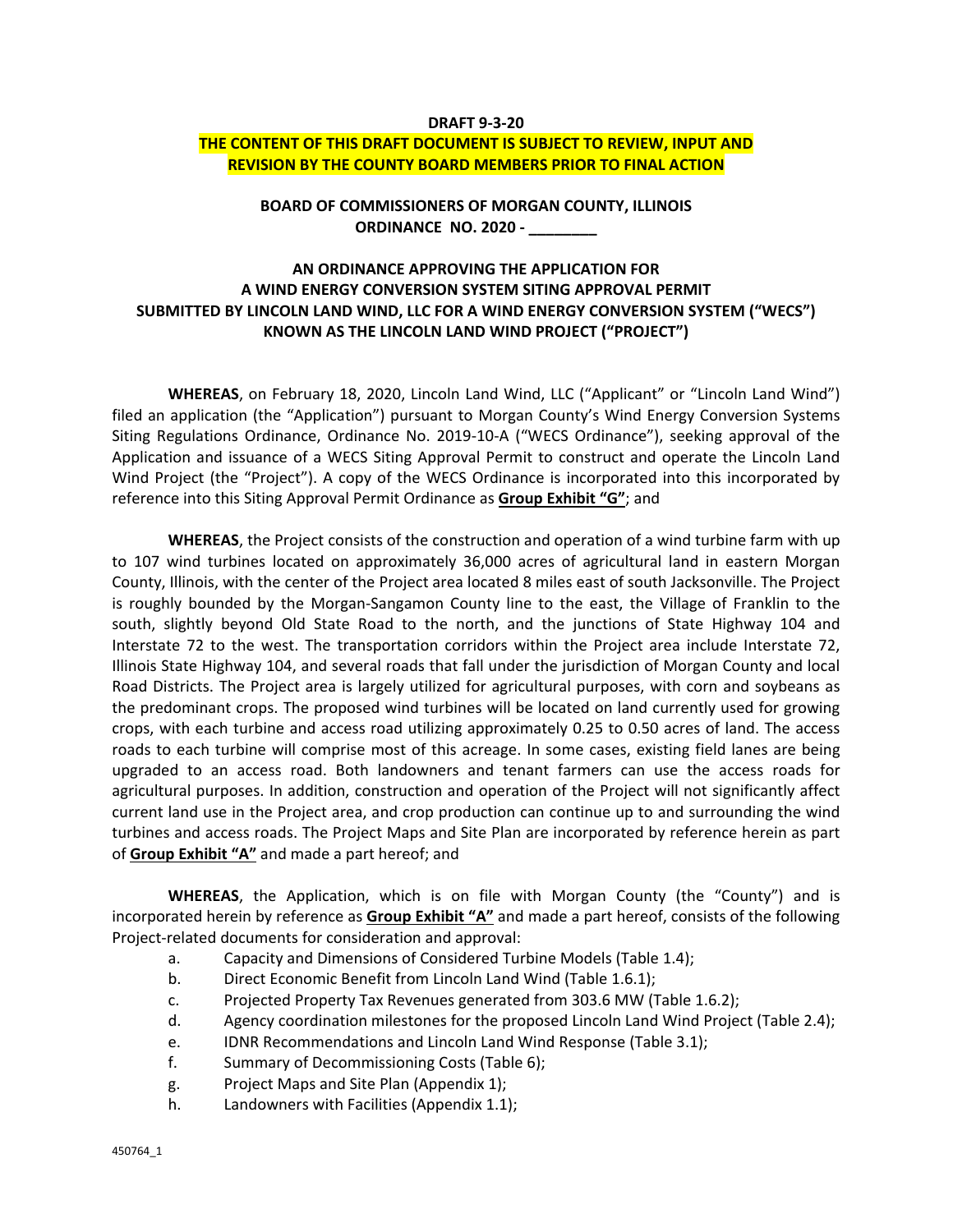**DRAFT 9-3-20**

**THE CONTENT OF THIS DRAFT DOCUMENT IS SUBJECT TO REVIEW, INPUT AND REVISION BY THE COUNTY BOARD MEMBERS PRIOR TO FINAL ACTION**

**BOARD OF COMMISSIONERS OF MORGAN COUNTY, ILLINOIS**
**ORDINANCE NO. 2020 - ________**

# AN ORDINANCE APPROVING THE APPLICATION FOR A WIND ENERGY CONVERSION SYSTEM SITING APPROVAL PERMIT SUBMITTED BY LINCOLN LAND WIND, LLC FOR A WIND ENERGY CONVERSION SYSTEM ("WECS") KNOWN AS THE LINCOLN LAND WIND PROJECT ("PROJECT")

**WHEREAS**, on February 18, 2020, Lincoln Land Wind, LLC ("Applicant" or "Lincoln Land Wind") filed an application (the "Application") pursuant to Morgan County's Wind Energy Conversion Systems Siting Regulations Ordinance, Ordinance No. 2019-10-A ("WECS Ordinance"), seeking approval of the Application and issuance of a WECS Siting Approval Permit to construct and operate the Lincoln Land Wind Project (the "Project"). A copy of the WECS Ordinance is incorporated into this incorporated by reference into this Siting Approval Permit Ordinance as **Group Exhibit "G"**; and

**WHEREAS**, the Project consists of the construction and operation of a wind turbine farm with up to 107 wind turbines located on approximately 36,000 acres of agricultural land in eastern Morgan County, Illinois, with the center of the Project area located 8 miles east of south Jacksonville. The Project is roughly bounded by the Morgan-Sangamon County line to the east, the Village of Franklin to the south, slightly beyond Old State Road to the north, and the junctions of State Highway 104 and Interstate 72 to the west. The transportation corridors within the Project area include Interstate 72, Illinois State Highway 104, and several roads that fall under the jurisdiction of Morgan County and local Road Districts. The Project area is largely utilized for agricultural purposes, with corn and soybeans as the predominant crops. The proposed wind turbines will be located on land currently used for growing crops, with each turbine and access road utilizing approximately 0.25 to 0.50 acres of land. The access roads to each turbine will comprise most of this acreage. In some cases, existing field lanes are being upgraded to an access road. Both landowners and tenant farmers can use the access roads for agricultural purposes. In addition, construction and operation of the Project will not significantly affect current land use in the Project area, and crop production can continue up to and surrounding the wind turbines and access roads. The Project Maps and Site Plan are incorporated by reference herein as part of **Group Exhibit "A"** and made a part hereof; and

**WHEREAS**, the Application, which is on file with Morgan County (the "County") and is incorporated herein by reference as **Group Exhibit "A"** and made a part hereof, consists of the following Project-related documents for consideration and approval:

a. Capacity and Dimensions of Considered Turbine Models (Table 1.4);
b. Direct Economic Benefit from Lincoln Land Wind (Table 1.6.1);
c. Projected Property Tax Revenues generated from 303.6 MW (Table 1.6.2);
d. Agency coordination milestones for the proposed Lincoln Land Wind Project (Table 2.4);
e. IDNR Recommendations and Lincoln Land Wind Response (Table 3.1);
f. Summary of Decommissioning Costs (Table 6);
g. Project Maps and Site Plan (Appendix 1);
h. Landowners with Facilities (Appendix 1.1);

450764_1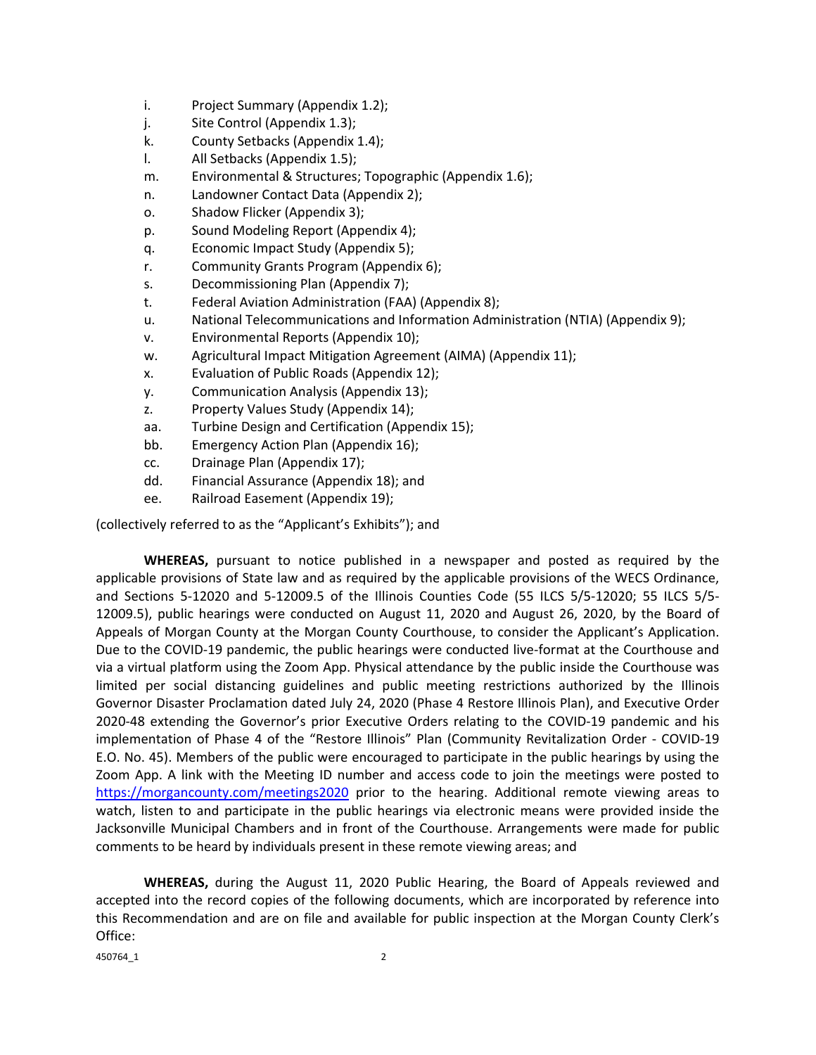i. Project Summary (Appendix 1.2);
j. Site Control (Appendix 1.3);
k. County Setbacks (Appendix 1.4);
l. All Setbacks (Appendix 1.5);
m. Environmental & Structures; Topographic (Appendix 1.6);
n. Landowner Contact Data (Appendix 2);
o. Shadow Flicker (Appendix 3);
p. Sound Modeling Report (Appendix 4);
q. Economic Impact Study (Appendix 5);
r. Community Grants Program (Appendix 6);
s. Decommissioning Plan (Appendix 7);
t. Federal Aviation Administration (FAA) (Appendix 8);
u. National Telecommunications and Information Administration (NTIA) (Appendix 9);
v. Environmental Reports (Appendix 10);
w. Agricultural Impact Mitigation Agreement (AIMA) (Appendix 11);
x. Evaluation of Public Roads (Appendix 12);
y. Communication Analysis (Appendix 13);
z. Property Values Study (Appendix 14);
aa. Turbine Design and Certification (Appendix 15);
bb. Emergency Action Plan (Appendix 16);
cc. Drainage Plan (Appendix 17);
dd. Financial Assurance (Appendix 18); and
ee. Railroad Easement (Appendix 19);

(collectively referred to as the "Applicant's Exhibits"); and

**WHEREAS,** pursuant to notice published in a newspaper and posted as required by the applicable provisions of State law and as required by the applicable provisions of the WECS Ordinance, and Sections 5-12020 and 5-12009.5 of the Illinois Counties Code (55 ILCS 5/5-12020; 55 ILCS 5/5-12009.5), public hearings were conducted on August 11, 2020 and August 26, 2020, by the Board of Appeals of Morgan County at the Morgan County Courthouse, to consider the Applicant's Application. Due to the COVID-19 pandemic, the public hearings were conducted live-format at the Courthouse and via a virtual platform using the Zoom App. Physical attendance by the public inside the Courthouse was limited per social distancing guidelines and public meeting restrictions authorized by the Illinois Governor Disaster Proclamation dated July 24, 2020 (Phase 4 Restore Illinois Plan), and Executive Order 2020-48 extending the Governor's prior Executive Orders relating to the COVID-19 pandemic and his implementation of Phase 4 of the "Restore Illinois" Plan (Community Revitalization Order - COVID-19 E.O. No. 45). Members of the public were encouraged to participate in the public hearings by using the Zoom App. A link with the Meeting ID number and access code to join the meetings were posted to https://morgancounty.com/meetings2020 prior to the hearing. Additional remote viewing areas to watch, listen to and participate in the public hearings via electronic means were provided inside the Jacksonville Municipal Chambers and in front of the Courthouse. Arrangements were made for public comments to be heard by individuals present in these remote viewing areas; and

**WHEREAS,** during the August 11, 2020 Public Hearing, the Board of Appeals reviewed and accepted into the record copies of the following documents, which are incorporated by reference into this Recommendation and are on file and available for public inspection at the Morgan County Clerk's Office:

450764_1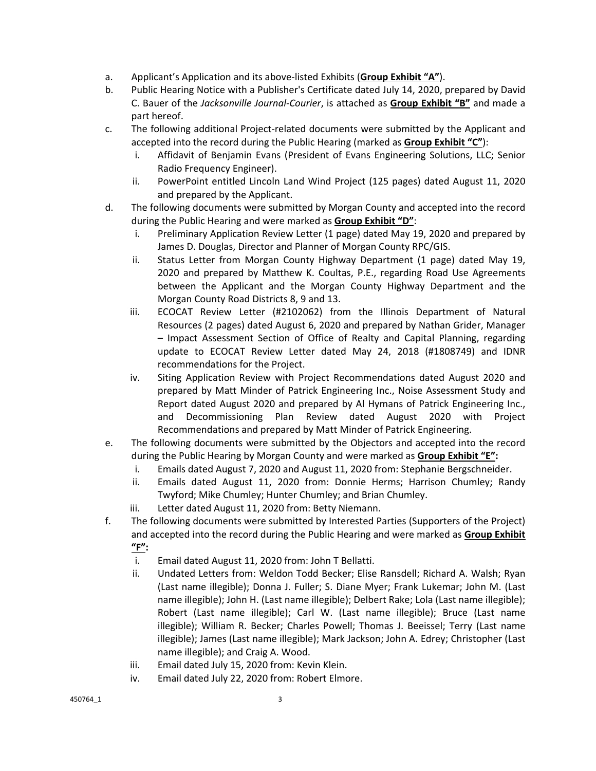a. Applicant's Application and its above-listed Exhibits (**<u>Group Exhibit "A"</u>**).

b. Public Hearing Notice with a Publisher's Certificate dated July 14, 2020, prepared by David C. Bauer of the *Jacksonville Journal-Courier*, is attached as **<u>Group Exhibit "B"</u>** and made a part hereof.

c. The following additional Project-related documents were submitted by the Applicant and accepted into the record during the Public Hearing (marked as **<u>Group Exhibit "C"</u>**):

   i. Affidavit of Benjamin Evans (President of Evans Engineering Solutions, LLC; Senior Radio Frequency Engineer).

   ii. PowerPoint entitled Lincoln Land Wind Project (125 pages) dated August 11, 2020 and prepared by the Applicant.

d. The following documents were submitted by Morgan County and accepted into the record during the Public Hearing and were marked as **<u>Group Exhibit "D"</u>**:

   i. Preliminary Application Review Letter (1 page) dated May 19, 2020 and prepared by James D. Douglas, Director and Planner of Morgan County RPC/GIS.

   ii. Status Letter from Morgan County Highway Department (1 page) dated May 19, 2020 and prepared by Matthew K. Coultas, P.E., regarding Road Use Agreements between the Applicant and the Morgan County Highway Department and the Morgan County Road Districts 8, 9 and 13.

   iii. ECOCAT Review Letter (#2102062) from the Illinois Department of Natural Resources (2 pages) dated August 6, 2020 and prepared by Nathan Grider, Manager – Impact Assessment Section of Office of Realty and Capital Planning, regarding update to ECOCAT Review Letter dated May 24, 2018 (#1808749) and IDNR recommendations for the Project.

   iv. Siting Application Review with Project Recommendations dated August 2020 and prepared by Matt Minder of Patrick Engineering Inc., Noise Assessment Study and Report dated August 2020 and prepared by Al Hymans of Patrick Engineering Inc., and Decommissioning Plan Review dated August 2020 with Project Recommendations and prepared by Matt Minder of Patrick Engineering.

e. The following documents were submitted by the Objectors and accepted into the record during the Public Hearing by Morgan County and were marked as **<u>Group Exhibit "E"</u>:**

   i. Emails dated August 7, 2020 and August 11, 2020 from: Stephanie Bergschneider.

   ii. Emails dated August 11, 2020 from: Donnie Herms; Harrison Chumley; Randy Twyford; Mike Chumley; Hunter Chumley; and Brian Chumley.

   iii. Letter dated August 11, 2020 from: Betty Niemann.

f. The following documents were submitted by Interested Parties (Supporters of the Project) and accepted into the record during the Public Hearing and were marked as **<u>Group Exhibit "F"</u>:**

   i. Email dated August 11, 2020 from: John T Bellatti.

   ii. Undated Letters from: Weldon Todd Becker; Elise Ransdell; Richard A. Walsh; Ryan (Last name illegible); Donna J. Fuller; S. Diane Myer; Frank Lukemar; John M. (Last name illegible); John H. (Last name illegible); Delbert Rake; Lola (Last name illegible); Robert (Last name illegible); Carl W. (Last name illegible); Bruce (Last name illegible); William R. Becker; Charles Powell; Thomas J. Beeissel; Terry (Last name illegible); James (Last name illegible); Mark Jackson; John A. Edrey; Christopher (Last name illegible); and Craig A. Wood.

   iii. Email dated July 15, 2020 from: Kevin Klein.

   iv. Email dated July 22, 2020 from: Robert Elmore.

450764_1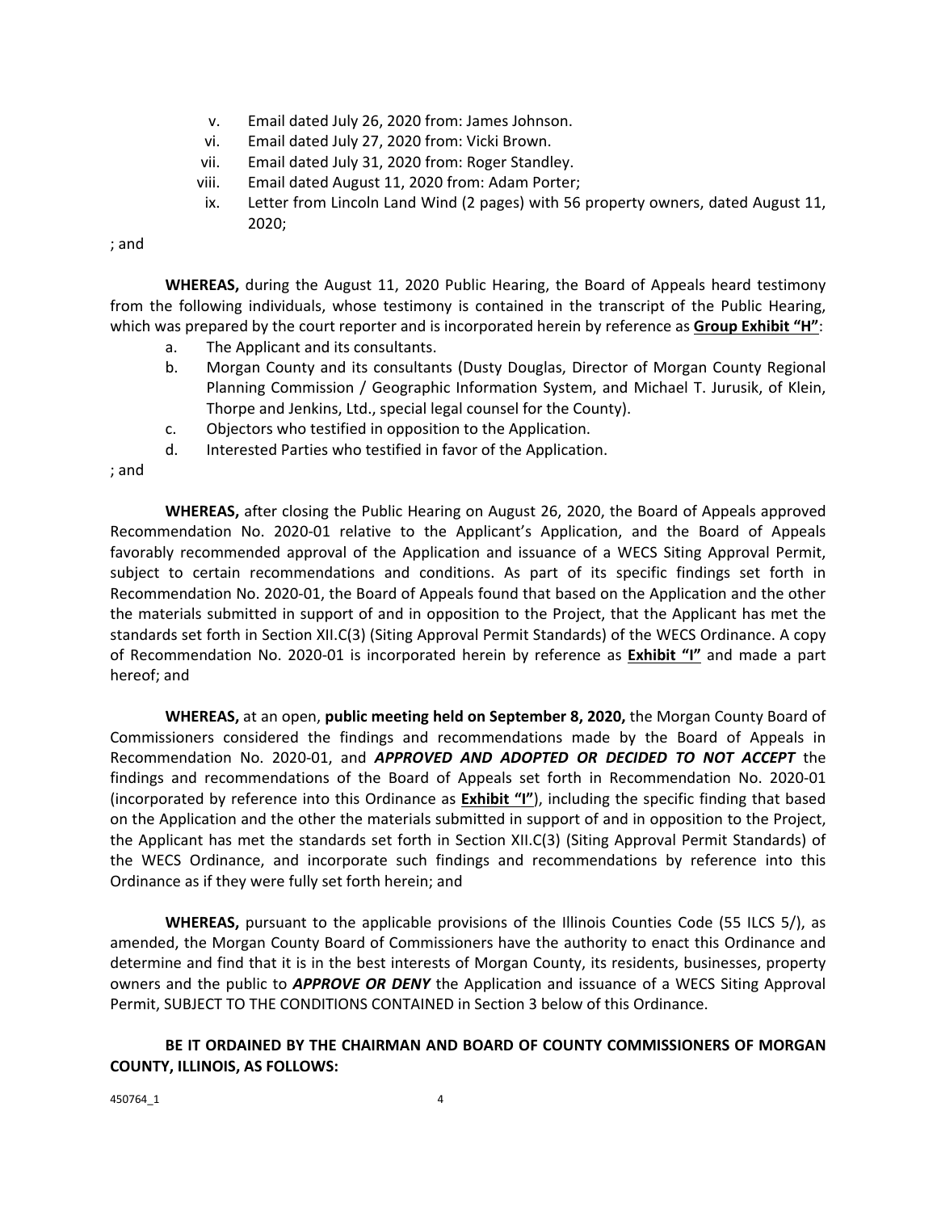v. Email dated July 26, 2020 from: James Johnson.

vi. Email dated July 27, 2020 from: Vicki Brown.

vii. Email dated July 31, 2020 from: Roger Standley.

viii. Email dated August 11, 2020 from: Adam Porter;

ix. Letter from Lincoln Land Wind (2 pages) with 56 property owners, dated August 11, 2020;

; and

**WHEREAS,** during the August 11, 2020 Public Hearing, the Board of Appeals heard testimony from the following individuals, whose testimony is contained in the transcript of the Public Hearing, which was prepared by the court reporter and is incorporated herein by reference as **Group Exhibit "H"**:

a. The Applicant and its consultants.

b. Morgan County and its consultants (Dusty Douglas, Director of Morgan County Regional Planning Commission / Geographic Information System, and Michael T. Jurusik, of Klein, Thorpe and Jenkins, Ltd., special legal counsel for the County).

c. Objectors who testified in opposition to the Application.

d. Interested Parties who testified in favor of the Application.

; and

**WHEREAS,** after closing the Public Hearing on August 26, 2020, the Board of Appeals approved Recommendation No. 2020-01 relative to the Applicant's Application, and the Board of Appeals favorably recommended approval of the Application and issuance of a WECS Siting Approval Permit, subject to certain recommendations and conditions. As part of its specific findings set forth in Recommendation No. 2020-01, the Board of Appeals found that based on the Application and the other the materials submitted in support of and in opposition to the Project, that the Applicant has met the standards set forth in Section XII.C(3) (Siting Approval Permit Standards) of the WECS Ordinance. A copy of Recommendation No. 2020-01 is incorporated herein by reference as **Exhibit "I"** and made a part hereof; and

**WHEREAS,** at an open, **public meeting held on September 8, 2020,** the Morgan County Board of Commissioners considered the findings and recommendations made by the Board of Appeals in Recommendation No. 2020-01, and ***APPROVED AND ADOPTED OR DECIDED TO NOT ACCEPT*** the findings and recommendations of the Board of Appeals set forth in Recommendation No. 2020-01 (incorporated by reference into this Ordinance as **Exhibit "I"**), including the specific finding that based on the Application and the other the materials submitted in support of and in opposition to the Project, the Applicant has met the standards set forth in Section XII.C(3) (Siting Approval Permit Standards) of the WECS Ordinance, and incorporate such findings and recommendations by reference into this Ordinance as if they were fully set forth herein; and

**WHEREAS,** pursuant to the applicable provisions of the Illinois Counties Code (55 ILCS 5/), as amended, the Morgan County Board of Commissioners have the authority to enact this Ordinance and determine and find that it is in the best interests of Morgan County, its residents, businesses, property owners and the public to ***APPROVE OR DENY*** the Application and issuance of a WECS Siting Approval Permit, SUBJECT TO THE CONDITIONS CONTAINED in Section 3 below of this Ordinance.

**BE IT ORDAINED BY THE CHAIRMAN AND BOARD OF COUNTY COMMISSIONERS OF MORGAN COUNTY, ILLINOIS, AS FOLLOWS:**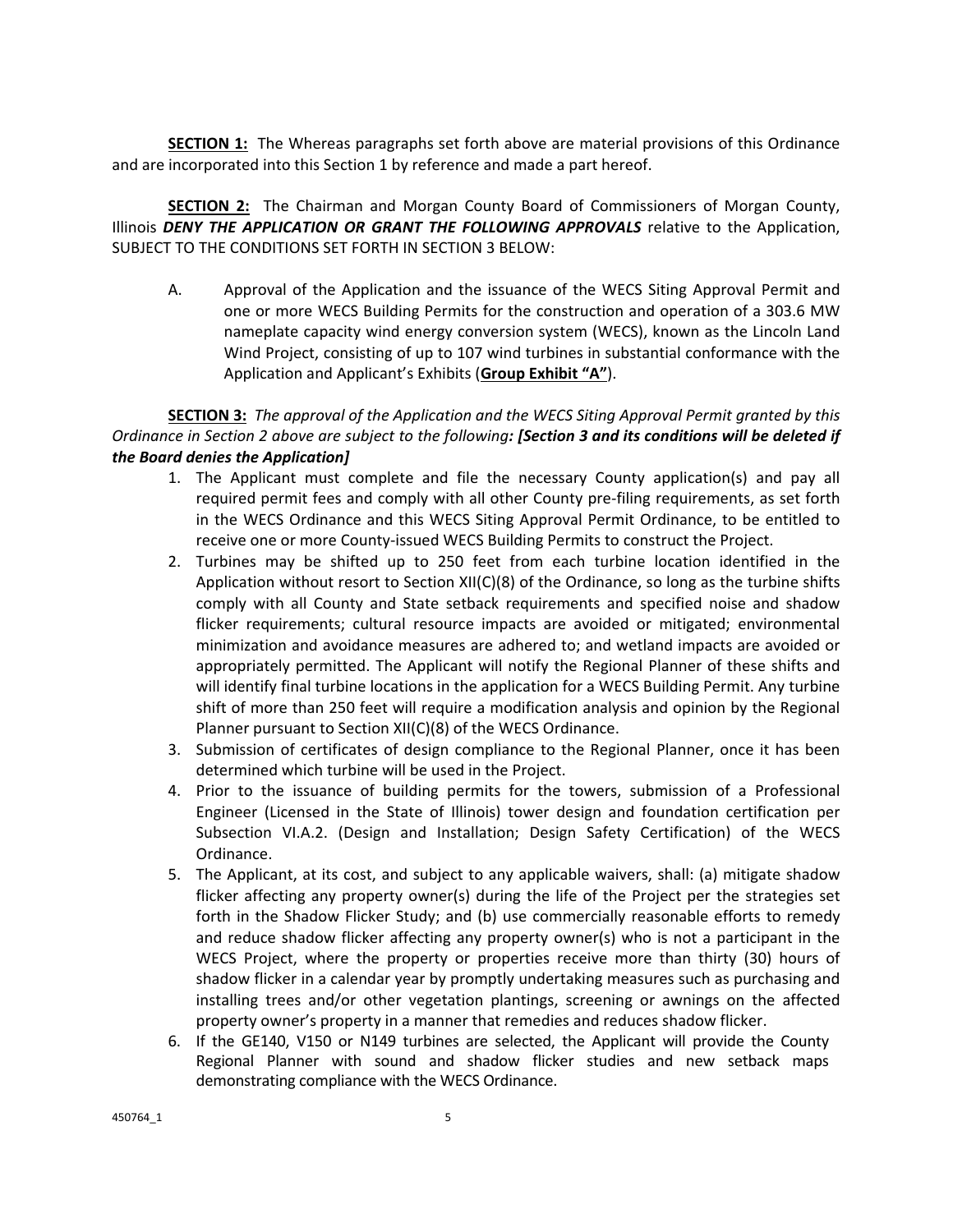**SECTION 1:** The Whereas paragraphs set forth above are material provisions of this Ordinance and are incorporated into this Section 1 by reference and made a part hereof.

**SECTION 2:** The Chairman and Morgan County Board of Commissioners of Morgan County, Illinois ***DENY THE APPLICATION OR GRANT THE FOLLOWING APPROVALS*** relative to the Application, SUBJECT TO THE CONDITIONS SET FORTH IN SECTION 3 BELOW:

A. Approval of the Application and the issuance of the WECS Siting Approval Permit and one or more WECS Building Permits for the construction and operation of a 303.6 MW nameplate capacity wind energy conversion system (WECS), known as the Lincoln Land Wind Project, consisting of up to 107 wind turbines in substantial conformance with the Application and Applicant's Exhibits (**Group Exhibit "A"**).

**SECTION 3:** *The approval of the Application and the WECS Siting Approval Permit granted by this Ordinance in Section 2 above are subject to the following**: [Section 3 and its conditions will be deleted if the Board denies the Application]***

1. The Applicant must complete and file the necessary County application(s) and pay all required permit fees and comply with all other County pre-filing requirements, as set forth in the WECS Ordinance and this WECS Siting Approval Permit Ordinance, to be entitled to receive one or more County-issued WECS Building Permits to construct the Project.
2. Turbines may be shifted up to 250 feet from each turbine location identified in the Application without resort to Section XII(C)(8) of the Ordinance, so long as the turbine shifts comply with all County and State setback requirements and specified noise and shadow flicker requirements; cultural resource impacts are avoided or mitigated; environmental minimization and avoidance measures are adhered to; and wetland impacts are avoided or appropriately permitted. The Applicant will notify the Regional Planner of these shifts and will identify final turbine locations in the application for a WECS Building Permit. Any turbine shift of more than 250 feet will require a modification analysis and opinion by the Regional Planner pursuant to Section XII(C)(8) of the WECS Ordinance.
3. Submission of certificates of design compliance to the Regional Planner, once it has been determined which turbine will be used in the Project.
4. Prior to the issuance of building permits for the towers, submission of a Professional Engineer (Licensed in the State of Illinois) tower design and foundation certification per Subsection VI.A.2. (Design and Installation; Design Safety Certification) of the WECS Ordinance.
5. The Applicant, at its cost, and subject to any applicable waivers, shall: (a) mitigate shadow flicker affecting any property owner(s) during the life of the Project per the strategies set forth in the Shadow Flicker Study; and (b) use commercially reasonable efforts to remedy and reduce shadow flicker affecting any property owner(s) who is not a participant in the WECS Project, where the property or properties receive more than thirty (30) hours of shadow flicker in a calendar year by promptly undertaking measures such as purchasing and installing trees and/or other vegetation plantings, screening or awnings on the affected property owner's property in a manner that remedies and reduces shadow flicker.
6. If the GE140, V150 or N149 turbines are selected, the Applicant will provide the County Regional Planner with sound and shadow flicker studies and new setback maps demonstrating compliance with the WECS Ordinance.

450764_1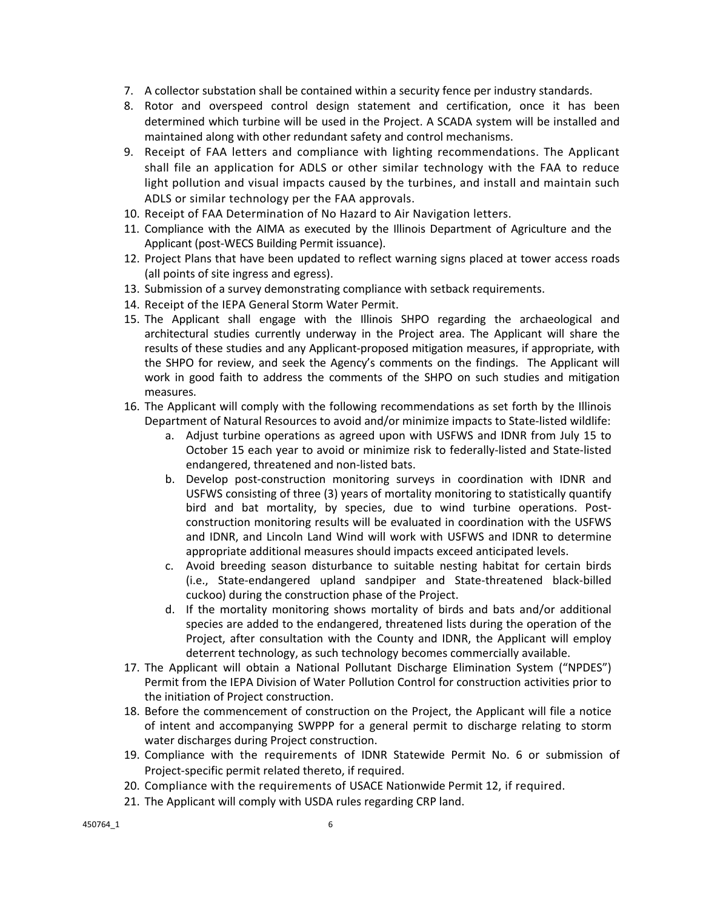7. A collector substation shall be contained within a security fence per industry standards.
8. Rotor and overspeed control design statement and certification, once it has been determined which turbine will be used in the Project. A SCADA system will be installed and maintained along with other redundant safety and control mechanisms.
9. Receipt of FAA letters and compliance with lighting recommendations. The Applicant shall file an application for ADLS or other similar technology with the FAA to reduce light pollution and visual impacts caused by the turbines, and install and maintain such ADLS or similar technology per the FAA approvals.
10. Receipt of FAA Determination of No Hazard to Air Navigation letters.
11. Compliance with the AIMA as executed by the Illinois Department of Agriculture and the Applicant (post-WECS Building Permit issuance).
12. Project Plans that have been updated to reflect warning signs placed at tower access roads (all points of site ingress and egress).
13. Submission of a survey demonstrating compliance with setback requirements.
14. Receipt of the IEPA General Storm Water Permit.
15. The Applicant shall engage with the Illinois SHPO regarding the archaeological and architectural studies currently underway in the Project area. The Applicant will share the results of these studies and any Applicant-proposed mitigation measures, if appropriate, with the SHPO for review, and seek the Agency's comments on the findings. The Applicant will work in good faith to address the comments of the SHPO on such studies and mitigation measures.
16. The Applicant will comply with the following recommendations as set forth by the Illinois Department of Natural Resources to avoid and/or minimize impacts to State-listed wildlife:
    a. Adjust turbine operations as agreed upon with USFWS and IDNR from July 15 to October 15 each year to avoid or minimize risk to federally-listed and State-listed endangered, threatened and non-listed bats.
    b. Develop post-construction monitoring surveys in coordination with IDNR and USFWS consisting of three (3) years of mortality monitoring to statistically quantify bird and bat mortality, by species, due to wind turbine operations. Post-construction monitoring results will be evaluated in coordination with the USFWS and IDNR, and Lincoln Land Wind will work with USFWS and IDNR to determine appropriate additional measures should impacts exceed anticipated levels.
    c. Avoid breeding season disturbance to suitable nesting habitat for certain birds (i.e., State-endangered upland sandpiper and State-threatened black-billed cuckoo) during the construction phase of the Project.
    d. If the mortality monitoring shows mortality of birds and bats and/or additional species are added to the endangered, threatened lists during the operation of the Project, after consultation with the County and IDNR, the Applicant will employ deterrent technology, as such technology becomes commercially available.
17. The Applicant will obtain a National Pollutant Discharge Elimination System ("NPDES") Permit from the IEPA Division of Water Pollution Control for construction activities prior to the initiation of Project construction.
18. Before the commencement of construction on the Project, the Applicant will file a notice of intent and accompanying SWPPP for a general permit to discharge relating to storm water discharges during Project construction.
19. Compliance with the requirements of IDNR Statewide Permit No. 6 or submission of Project-specific permit related thereto, if required.
20. Compliance with the requirements of USACE Nationwide Permit 12, if required.
21. The Applicant will comply with USDA rules regarding CRP land.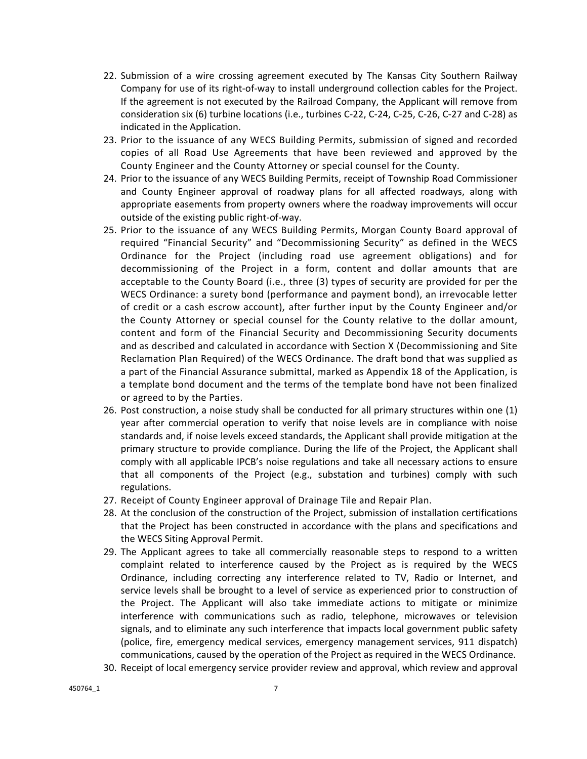22. Submission of a wire crossing agreement executed by The Kansas City Southern Railway Company for use of its right-of-way to install underground collection cables for the Project. If the agreement is not executed by the Railroad Company, the Applicant will remove from consideration six (6) turbine locations (i.e., turbines C-22, C-24, C-25, C-26, C-27 and C-28) as indicated in the Application.
23. Prior to the issuance of any WECS Building Permits, submission of signed and recorded copies of all Road Use Agreements that have been reviewed and approved by the County Engineer and the County Attorney or special counsel for the County.
24. Prior to the issuance of any WECS Building Permits, receipt of Township Road Commissioner and County Engineer approval of roadway plans for all affected roadways, along with appropriate easements from property owners where the roadway improvements will occur outside of the existing public right-of-way.
25. Prior to the issuance of any WECS Building Permits, Morgan County Board approval of required "Financial Security" and "Decommissioning Security" as defined in the WECS Ordinance for the Project (including road use agreement obligations) and for decommissioning of the Project in a form, content and dollar amounts that are acceptable to the County Board (i.e., three (3) types of security are provided for per the WECS Ordinance: a surety bond (performance and payment bond), an irrevocable letter of credit or a cash escrow account), after further input by the County Engineer and/or the County Attorney or special counsel for the County relative to the dollar amount, content and form of the Financial Security and Decommissioning Security documents and as described and calculated in accordance with Section X (Decommissioning and Site Reclamation Plan Required) of the WECS Ordinance. The draft bond that was supplied as a part of the Financial Assurance submittal, marked as Appendix 18 of the Application, is a template bond document and the terms of the template bond have not been finalized or agreed to by the Parties.
26. Post construction, a noise study shall be conducted for all primary structures within one (1) year after commercial operation to verify that noise levels are in compliance with noise standards and, if noise levels exceed standards, the Applicant shall provide mitigation at the primary structure to provide compliance. During the life of the Project, the Applicant shall comply with all applicable IPCB's noise regulations and take all necessary actions to ensure that all components of the Project (e.g., substation and turbines) comply with such regulations.
27. Receipt of County Engineer approval of Drainage Tile and Repair Plan.
28. At the conclusion of the construction of the Project, submission of installation certifications that the Project has been constructed in accordance with the plans and specifications and the WECS Siting Approval Permit.
29. The Applicant agrees to take all commercially reasonable steps to respond to a written complaint related to interference caused by the Project as is required by the WECS Ordinance, including correcting any interference related to TV, Radio or Internet, and service levels shall be brought to a level of service as experienced prior to construction of the Project. The Applicant will also take immediate actions to mitigate or minimize interference with communications such as radio, telephone, microwaves or television signals, and to eliminate any such interference that impacts local government public safety (police, fire, emergency medical services, emergency management services, 911 dispatch) communications, caused by the operation of the Project as required in the WECS Ordinance.
30. Receipt of local emergency service provider review and approval, which review and approval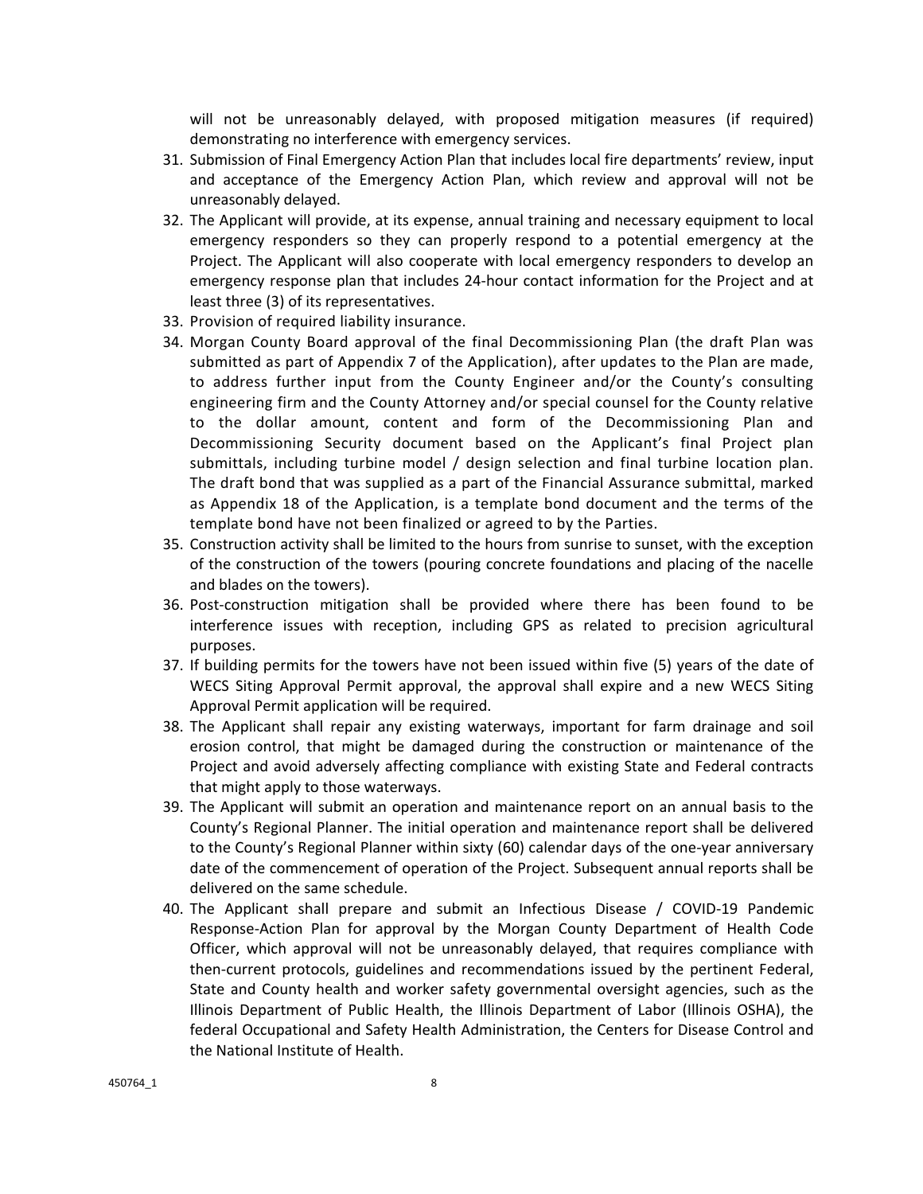will not be unreasonably delayed, with proposed mitigation measures (if required) demonstrating no interference with emergency services.

31. Submission of Final Emergency Action Plan that includes local fire departments' review, input and acceptance of the Emergency Action Plan, which review and approval will not be unreasonably delayed.
32. The Applicant will provide, at its expense, annual training and necessary equipment to local emergency responders so they can properly respond to a potential emergency at the Project. The Applicant will also cooperate with local emergency responders to develop an emergency response plan that includes 24-hour contact information for the Project and at least three (3) of its representatives.
33. Provision of required liability insurance.
34. Morgan County Board approval of the final Decommissioning Plan (the draft Plan was submitted as part of Appendix 7 of the Application), after updates to the Plan are made, to address further input from the County Engineer and/or the County's consulting engineering firm and the County Attorney and/or special counsel for the County relative to the dollar amount, content and form of the Decommissioning Plan and Decommissioning Security document based on the Applicant's final Project plan submittals, including turbine model / design selection and final turbine location plan. The draft bond that was supplied as a part of the Financial Assurance submittal, marked as Appendix 18 of the Application, is a template bond document and the terms of the template bond have not been finalized or agreed to by the Parties.
35. Construction activity shall be limited to the hours from sunrise to sunset, with the exception of the construction of the towers (pouring concrete foundations and placing of the nacelle and blades on the towers).
36. Post-construction mitigation shall be provided where there has been found to be interference issues with reception, including GPS as related to precision agricultural purposes.
37. If building permits for the towers have not been issued within five (5) years of the date of WECS Siting Approval Permit approval, the approval shall expire and a new WECS Siting Approval Permit application will be required.
38. The Applicant shall repair any existing waterways, important for farm drainage and soil erosion control, that might be damaged during the construction or maintenance of the Project and avoid adversely affecting compliance with existing State and Federal contracts that might apply to those waterways.
39. The Applicant will submit an operation and maintenance report on an annual basis to the County's Regional Planner. The initial operation and maintenance report shall be delivered to the County's Regional Planner within sixty (60) calendar days of the one-year anniversary date of the commencement of operation of the Project. Subsequent annual reports shall be delivered on the same schedule.
40. The Applicant shall prepare and submit an Infectious Disease / COVID-19 Pandemic Response-Action Plan for approval by the Morgan County Department of Health Code Officer, which approval will not be unreasonably delayed, that requires compliance with then-current protocols, guidelines and recommendations issued by the pertinent Federal, State and County health and worker safety governmental oversight agencies, such as the Illinois Department of Public Health, the Illinois Department of Labor (Illinois OSHA), the federal Occupational and Safety Health Administration, the Centers for Disease Control and the National Institute of Health.

450764_1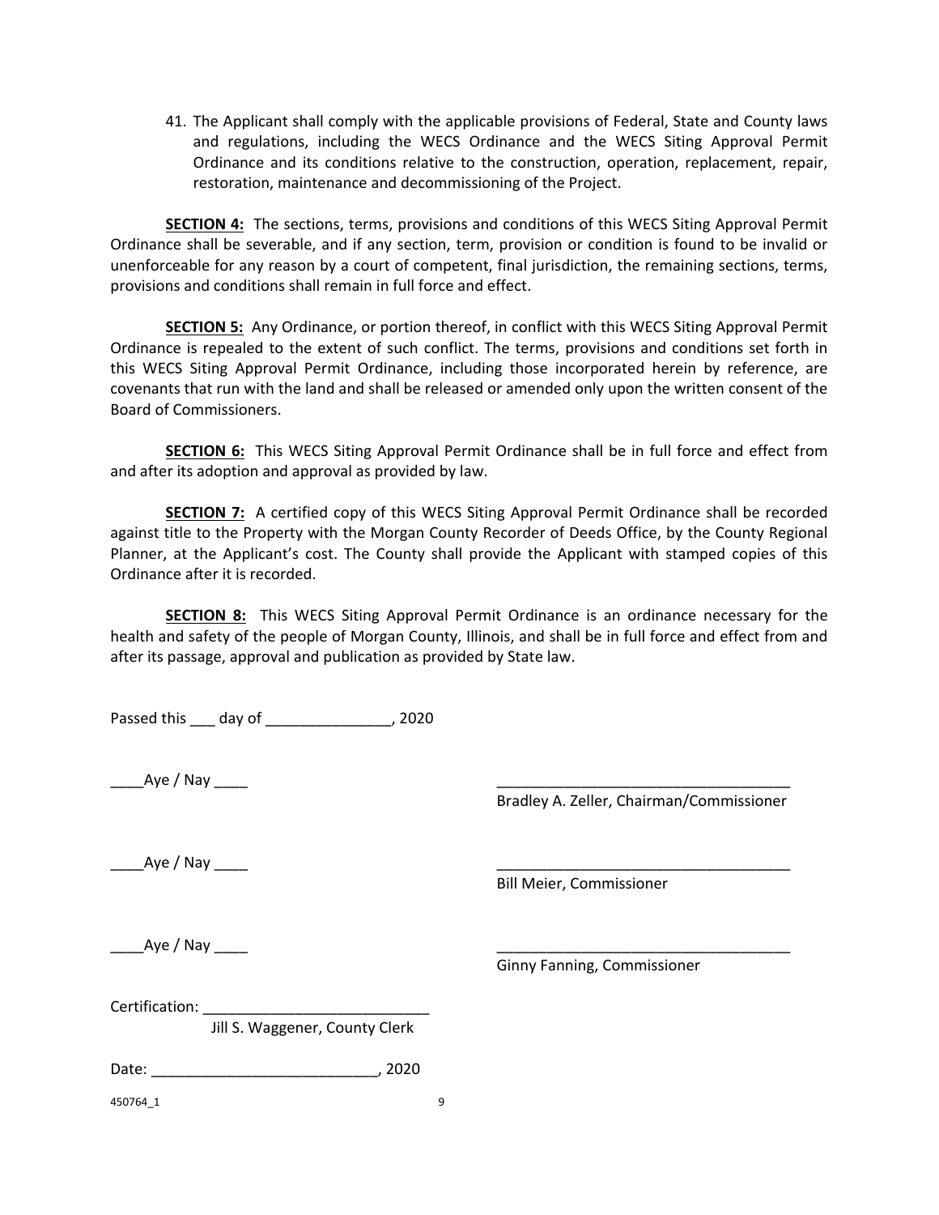41. The Applicant shall comply with the applicable provisions of Federal, State and County laws and regulations, including the WECS Ordinance and the WECS Siting Approval Permit Ordinance and its conditions relative to the construction, operation, replacement, repair, restoration, maintenance and decommissioning of the Project.

**SECTION 4:** The sections, terms, provisions and conditions of this WECS Siting Approval Permit Ordinance shall be severable, and if any section, term, provision or condition is found to be invalid or unenforceable for any reason by a court of competent, final jurisdiction, the remaining sections, terms, provisions and conditions shall remain in full force and effect.

**SECTION 5:** Any Ordinance, or portion thereof, in conflict with this WECS Siting Approval Permit Ordinance is repealed to the extent of such conflict. The terms, provisions and conditions set forth in this WECS Siting Approval Permit Ordinance, including those incorporated herein by reference, are covenants that run with the land and shall be released or amended only upon the written consent of the Board of Commissioners.

**SECTION 6:** This WECS Siting Approval Permit Ordinance shall be in full force and effect from and after its adoption and approval as provided by law.

**SECTION 7:** A certified copy of this WECS Siting Approval Permit Ordinance shall be recorded against title to the Property with the Morgan County Recorder of Deeds Office, by the County Regional Planner, at the Applicant's cost. The County shall provide the Applicant with stamped copies of this Ordinance after it is recorded.

**SECTION 8:** This WECS Siting Approval Permit Ordinance is an ordinance necessary for the health and safety of the people of Morgan County, Illinois, and shall be in full force and effect from and after its passage, approval and publication as provided by State law.

Passed this ___ day of _______________, 2020

____Aye / Nay ____ ___________________________________
Bradley A. Zeller, Chairman/Commissioner

____Aye / Nay ____ ___________________________________
Bill Meier, Commissioner

____Aye / Nay ____ ___________________________________
Ginny Fanning, Commissioner

Certification: ___________________________
Jill S. Waggener, County Clerk

Date: ___________________________, 2020

450764_1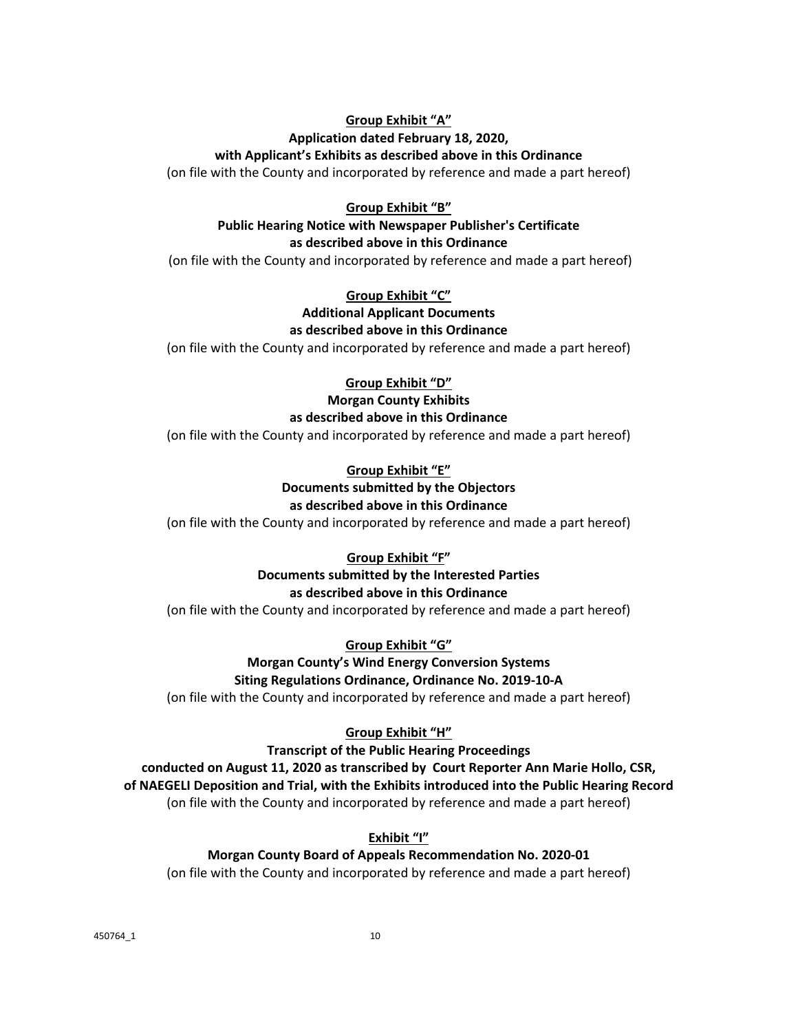**<u>Group Exhibit "A"</u>**
**Application dated February 18, 2020,**
**with Applicant's Exhibits as described above in this Ordinance**
(on file with the County and incorporated by reference and made a part hereof)

**<u>Group Exhibit "B"</u>**
**Public Hearing Notice with Newspaper Publisher's Certificate**
**as described above in this Ordinance**
(on file with the County and incorporated by reference and made a part hereof)

**<u>Group Exhibit "C"</u>**
**Additional Applicant Documents**
**as described above in this Ordinance**
(on file with the County and incorporated by reference and made a part hereof)

**<u>Group Exhibit "D"</u>**
**Morgan County Exhibits**
**as described above in this Ordinance**
(on file with the County and incorporated by reference and made a part hereof)

**<u>Group Exhibit "E"</u>**
**Documents submitted by the Objectors**
**as described above in this Ordinance**
(on file with the County and incorporated by reference and made a part hereof)

**<u>Group Exhibit "F"</u>**
**Documents submitted by the Interested Parties**
**as described above in this Ordinance**
(on file with the County and incorporated by reference and made a part hereof)

**<u>Group Exhibit "G"</u>**
**Morgan County's Wind Energy Conversion Systems**
**Siting Regulations Ordinance, Ordinance No. 2019-10-A**
(on file with the County and incorporated by reference and made a part hereof)

**<u>Group Exhibit "H"</u>**
**Transcript of the Public Hearing Proceedings**
**conducted on August 11, 2020 as transcribed by Court Reporter Ann Marie Hollo, CSR,**
**of NAEGELI Deposition and Trial, with the Exhibits introduced into the Public Hearing Record**
(on file with the County and incorporated by reference and made a part hereof)

**<u>Exhibit "I"</u>**
**Morgan County Board of Appeals Recommendation No. 2020-01**
(on file with the County and incorporated by reference and made a part hereof)

450764_1